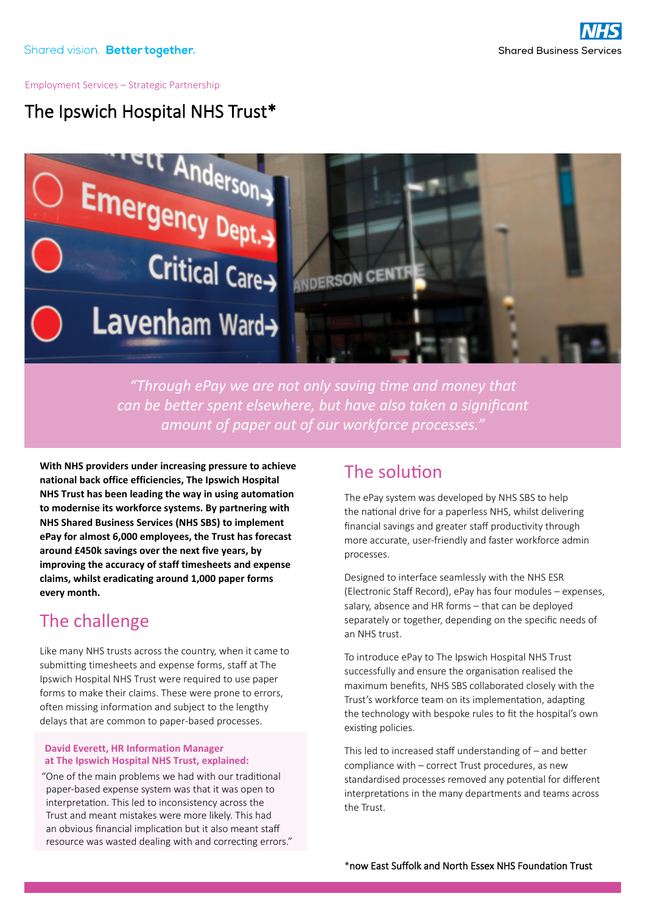Shared vision. **Better together.**

NHS Shared Business Services

Employment Services – Strategic Partnership

# The Ipswich Hospital NHS Trust*

*"Through ePay we are not only saving time and money that can be better spent elsewhere, but have also taken a significant amount of paper out of our workforce processes."*

**With NHS providers under increasing pressure to achieve national back office efficiencies, The Ipswich Hospital NHS Trust has been leading the way in using automation to modernise its workforce systems. By partnering with NHS Shared Business Services (NHS SBS) to implement ePay for almost 6,000 employees, the Trust has forecast around £450k savings over the next five years, by improving the accuracy of staff timesheets and expense claims, whilst eradicating around 1,000 paper forms every month.**

## The challenge

Like many NHS trusts across the country, when it came to submitting timesheets and expense forms, staff at The Ipswich Hospital NHS Trust were required to use paper forms to make their claims. These were prone to errors, often missing information and subject to the lengthy delays that are common to paper-based processes.

**David Everett, HR Information Manager at The Ipswich Hospital NHS Trust, explained:**

"One of the main problems we had with our traditional paper-based expense system was that it was open to interpretation. This led to inconsistency across the Trust and meant mistakes were more likely. This had an obvious financial implication but it also meant staff resource was wasted dealing with and correcting errors."

## The solution

The ePay system was developed by NHS SBS to help the national drive for a paperless NHS, whilst delivering financial savings and greater staff productivity through more accurate, user-friendly and faster workforce admin processes.

Designed to interface seamlessly with the NHS ESR (Electronic Staff Record), ePay has four modules – expenses, salary, absence and HR forms – that can be deployed separately or together, depending on the specific needs of an NHS trust.

To introduce ePay to The Ipswich Hospital NHS Trust successfully and ensure the organisation realised the maximum benefits, NHS SBS collaborated closely with the Trust's workforce team on its implementation, adapting the technology with bespoke rules to fit the hospital's own existing policies.

This led to increased staff understanding of – and better compliance with – correct Trust procedures, as new standardised processes removed any potential for different interpretations in the many departments and teams across the Trust.

*now East Suffolk and North Essex NHS Foundation Trust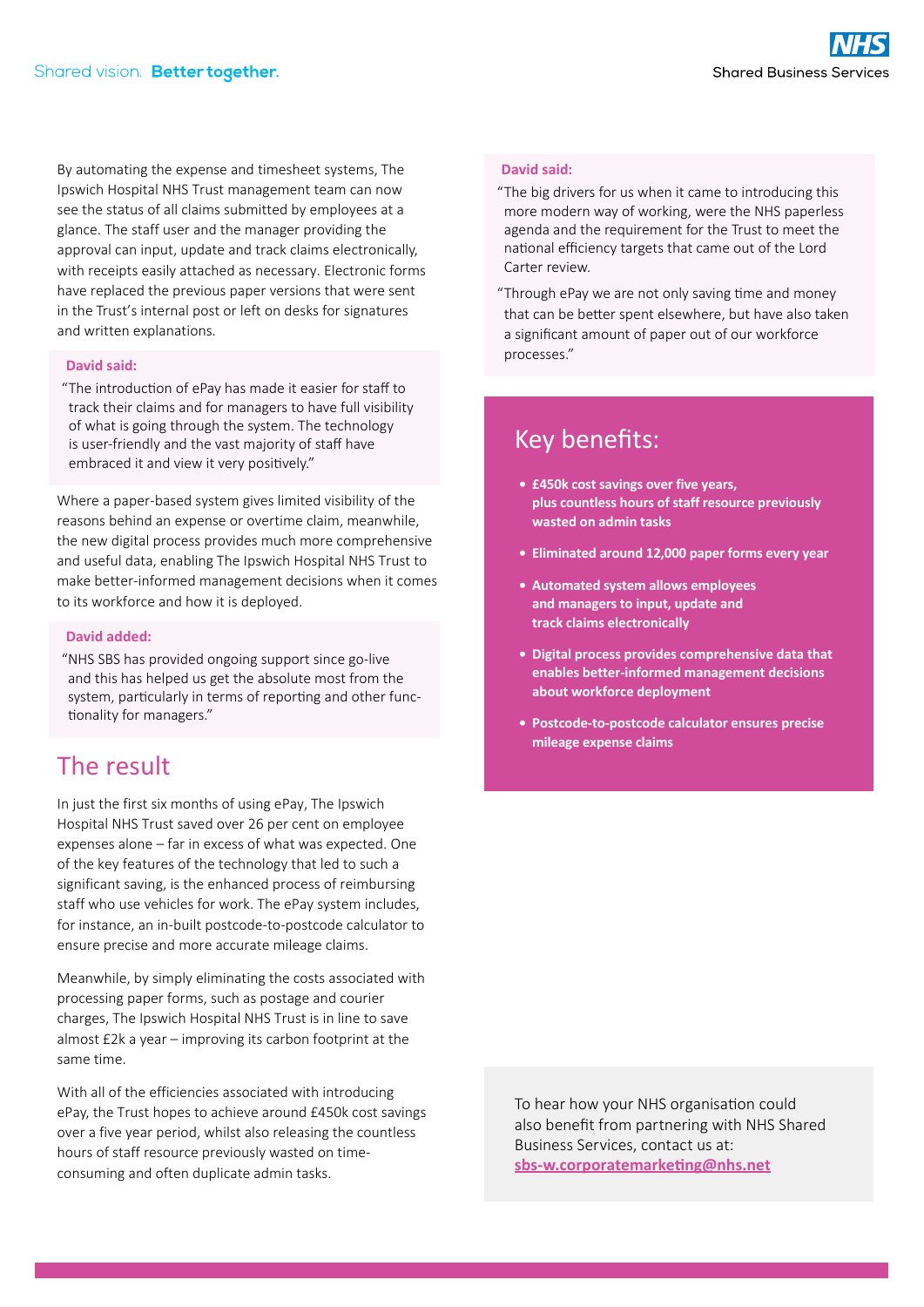By automating the expense and timesheet systems, The Ipswich Hospital NHS Trust management team can now see the status of all claims submitted by employees at a glance. The staff user and the manager providing the approval can input, update and track claims electronically, with receipts easily attached as necessary. Electronic forms have replaced the previous paper versions that were sent in the Trust's internal post or left on desks for signatures and written explanations.

**David said:**

"The introduction of ePay has made it easier for staff to track their claims and for managers to have full visibility of what is going through the system. The technology is user-friendly and the vast majority of staff have embraced it and view it very positively."

Where a paper-based system gives limited visibility of the reasons behind an expense or overtime claim, meanwhile, the new digital process provides much more comprehensive and useful data, enabling The Ipswich Hospital NHS Trust to make better-informed management decisions when it comes to its workforce and how it is deployed.

**David added:**

"NHS SBS has provided ongoing support since go-live and this has helped us get the absolute most from the system, particularly in terms of reporting and other functionality for managers."

## The result

In just the first six months of using ePay, The Ipswich Hospital NHS Trust saved over 26 per cent on employee expenses alone – far in excess of what was expected. One of the key features of the technology that led to such a significant saving, is the enhanced process of reimbursing staff who use vehicles for work. The ePay system includes, for instance, an in-built postcode-to-postcode calculator to ensure precise and more accurate mileage claims.

Meanwhile, by simply eliminating the costs associated with processing paper forms, such as postage and courier charges, The Ipswich Hospital NHS Trust is in line to save almost £2k a year – improving its carbon footprint at the same time.

With all of the efficiencies associated with introducing ePay, the Trust hopes to achieve around £450k cost savings over a five year period, whilst also releasing the countless hours of staff resource previously wasted on time-consuming and often duplicate admin tasks.

**David said:**

"The big drivers for us when it came to introducing this more modern way of working, were the NHS paperless agenda and the requirement for the Trust to meet the national efficiency targets that came out of the Lord Carter review.

"Through ePay we are not only saving time and money that can be better spent elsewhere, but have also taken a significant amount of paper out of our workforce processes."

## Key benefits:

- **£450k cost savings over five years, plus countless hours of staff resource previously wasted on admin tasks**
- **Eliminated around 12,000 paper forms every year**
- **Automated system allows employees and managers to input, update and track claims electronically**
- **Digital process provides comprehensive data that enables better-informed management decisions about workforce deployment**
- **Postcode-to-postcode calculator ensures precise mileage expense claims**

To hear how your NHS organisation could also benefit from partnering with NHS Shared Business Services, contact us at: **sbs-w.corporatemarketing@nhs.net**